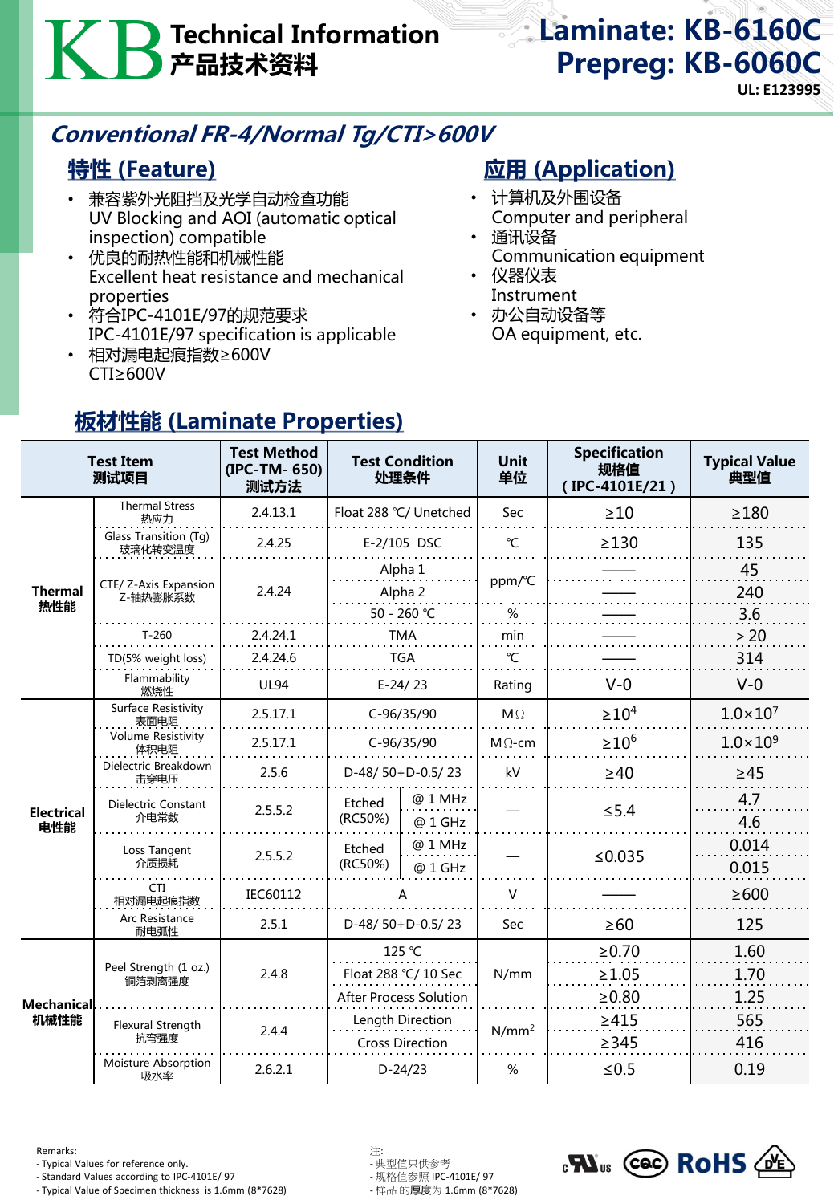# KB Technical Information 产品技术资料

## Laminate: KB-6160C
## Prepreg: KB-6060C

UL: E123995

## *Conventional FR-4/Normal Tg/CTI>600V*

### 特性 (Feature)

- 兼容紫外光阻挡及光学自动检查功能
  UV Blocking and AOI (automatic optical inspection) compatible
- 优良的耐热性能和机械性能
  Excellent heat resistance and mechanical properties
- 符合IPC-4101E/97的规范要求
  IPC-4101E/97 specification is applicable
- 相对漏电起痕指数≥600V
  CTI≥600V

### 应用 (Application)

- 计算机及外围设备
  Computer and peripheral
- 通讯设备
  Communication equipment
- 仪器仪表
  Instrument
- 办公自动设备等
  OA equipment, etc.

### 板材性能 (Laminate Properties)

| Test Item 测试项目 | | Test Method (IPC-TM- 650) 测试方法 | Test Condition 处理条件 | | Unit 单位 | Specification 规格值 (IPC-4101E/21) | Typical Value 典型值 |
|---|---|---|---|---|---|---|---|
| Thermal 热性能 | Thermal Stress 热应力 | 2.4.13.1 | Float 288 ℃/ Unetched | | Sec | ≥10 | ≥180 |
| | Glass Transition (Tg) 玻璃化转变温度 | 2.4.25 | E-2/105 DSC | | ℃ | ≥130 | 135 |
| | CTE/ Z-Axis Expansion Z-轴热膨胀系数 | 2.4.24 | Alpha 1 | | ppm/℃ | —— | 45 |
| | | | Alpha 2 | | | —— | 240 |
| | | | 50 - 260 ℃ | | % | —— | 3.6 |
| | T-260 | 2.4.24.1 | TMA | | min | —— | > 20 |
| | TD(5% weight loss) | 2.4.24.6 | TGA | | ℃ | —— | 314 |
| | Flammability 燃烧性 | UL94 | E-24/ 23 | | Rating | V-0 | V-0 |
| Electrical 电性能 | Surface Resistivity 表面电阻 | 2.5.17.1 | C-96/35/90 | | MΩ | $\geq 10^4$ | $1.0\times10^7$ |
| | Volume Resistivity 体积电阻 | 2.5.17.1 | C-96/35/90 | | MΩ-cm | $\geq 10^6$ | $1.0\times10^9$ |
| | Dielectric Breakdown 击穿电压 | 2.5.6 | D-48/ 50+D-0.5/ 23 | | kV | ≥40 | ≥45 |
| | Dielectric Constant 介电常数 | 2.5.5.2 | Etched (RC50%) | @ 1 MHz | — | ≤5.4 | 4.7 |
| | | | | @ 1 GHz | | | 4.6 |
| | Loss Tangent 介质损耗 | 2.5.5.2 | Etched (RC50%) | @ 1 MHz | — | ≤0.035 | 0.014 |
| | | | | @ 1 GHz | | | 0.015 |
| | CTI 相对漏电起痕指数 | IEC60112 | A | | V | —— | ≥600 |
| | Arc Resistance 耐电弧性 | 2.5.1 | D-48/ 50+D-0.5/ 23 | | Sec | ≥60 | 125 |
| Mechanical 机械性能 | Peel Strength (1 oz.) 铜箔剥离强度 | 2.4.8 | 125 ℃ | | N/mm | ≥0.70 | 1.60 |
| | | | Float 288 ℃/ 10 Sec | | | ≥1.05 | 1.70 |
| | | | After Process Solution | | | ≥0.80 | 1.25 |
| | Flexural Strength 抗弯强度 | 2.4.4 | Length Direction | | $N/mm^2$ | ≥415 | 565 |
| | | | Cross Direction | | | ≥345 | 416 |
| | Moisture Absorption 吸水率 | 2.6.2.1 | D-24/23 | | % | ≤0.5 | 0.19 |

Remarks:
- Typical Values for reference only.
- Standard Values according to IPC-4101E/ 97
- Typical Value of Specimen thickness is 1.6mm (8*7628)

注:
- 典型值只供参考
- 规格值参照 IPC-4101E/ 97
- 样品 的厚度为 1.6mm (8*7628)

c UL us  CQC  RoHS  VDE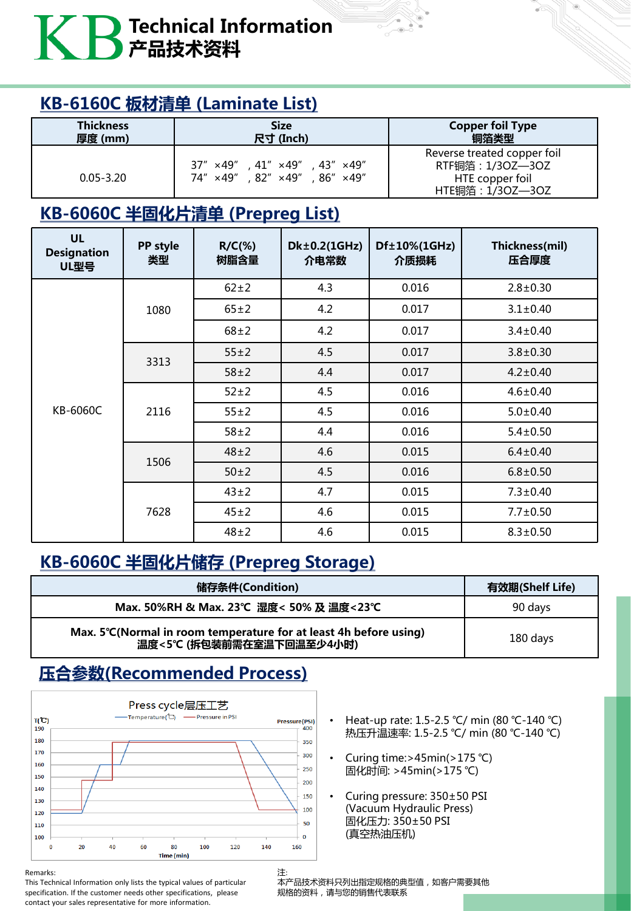# KB Technical Information 产品技术资料

## KB-6160C 板材清单 (Laminate List)

| Thickness 厚度 (mm) | Size 尺寸 (Inch) | Copper foil Type 铜箔类型 |
|---|---|---|
| 0.05-3.20 | 37″ ×49″ ，41″ ×49″ ，43″ ×49″ 74″ ×49″ ，82″ ×49″ ，86″ ×49″ | Reverse treated copper foil RTF铜箔：1/3OZ—3OZ HTE copper foil HTE铜箔：1/3OZ—3OZ |

## KB-6060C 半固化片清单 (Prepreg List)

| UL Designation UL型号 | PP style 类型 | R/C(%) 树脂含量 | Dk±0.2(1GHz) 介电常数 | Df±10%(1GHz) 介质损耗 | Thickness(mil) 压合厚度 |
|---|---|---|---|---|---|
| KB-6060C | 1080 | 62±2 | 4.3 | 0.016 | 2.8±0.30 |
| | | 65±2 | 4.2 | 0.017 | 3.1±0.40 |
| | | 68±2 | 4.2 | 0.017 | 3.4±0.40 |
| | 3313 | 55±2 | 4.5 | 0.017 | 3.8±0.30 |
| | | 58±2 | 4.4 | 0.017 | 4.2±0.40 |
| | 2116 | 52±2 | 4.5 | 0.016 | 4.6±0.40 |
| | | 55±2 | 4.5 | 0.016 | 5.0±0.40 |
| | | 58±2 | 4.4 | 0.016 | 5.4±0.50 |
| | 1506 | 48±2 | 4.6 | 0.015 | 6.4±0.40 |
| | | 50±2 | 4.5 | 0.016 | 6.8±0.50 |
| | 7628 | 43±2 | 4.7 | 0.015 | 7.3±0.40 |
| | | 45±2 | 4.6 | 0.015 | 7.7±0.50 |
| | | 48±2 | 4.6 | 0.015 | 8.3±0.50 |

## KB-6060C 半固化片储存 (Prepreg Storage)

| 储存条件(Condition) | 有效期(Shelf Life) |
|---|---|
| Max. 50%RH & Max. 23℃ 湿度< 50% 及 温度<23℃ | 90 days |
| Max. 5℃(Normal in room temperature for at least 4h before using) 温度<5℃ (拆包装前需在室温下回温至少4小时) | 180 days |

## 压合参数(Recommended Process)

Press cycle层压工艺

Temperature(℃) Pressure in PSI

T(℃)

190 180 170 160 150 140 130 120 110 100

Pressure(PSI)

400 350 300 250 200 150 100 50 0

0 20 40 60 80 100 120 140 160

Time (min)

- Heat-up rate: 1.5-2.5 ℃/ min (80 ℃-140 ℃)
  热压升温速率: 1.5-2.5 ℃/ min (80 ℃-140 ℃)
- Curing time:>45min(>175 ℃)
  固化时间: >45min(>175 ℃)
- Curing pressure: 350±50 PSI
  (Vacuum Hydraulic Press)
  固化压力: 350±50 PSI
  (真空热油压机)

Remarks:
This Technical Information only lists the typical values of particular specification. If the customer needs other specifications, please contact your sales representative for more information.

注:
本产品技术资料只列出指定规格的典型值，如客户需要其他规格的资料，请与您的销售代表联系